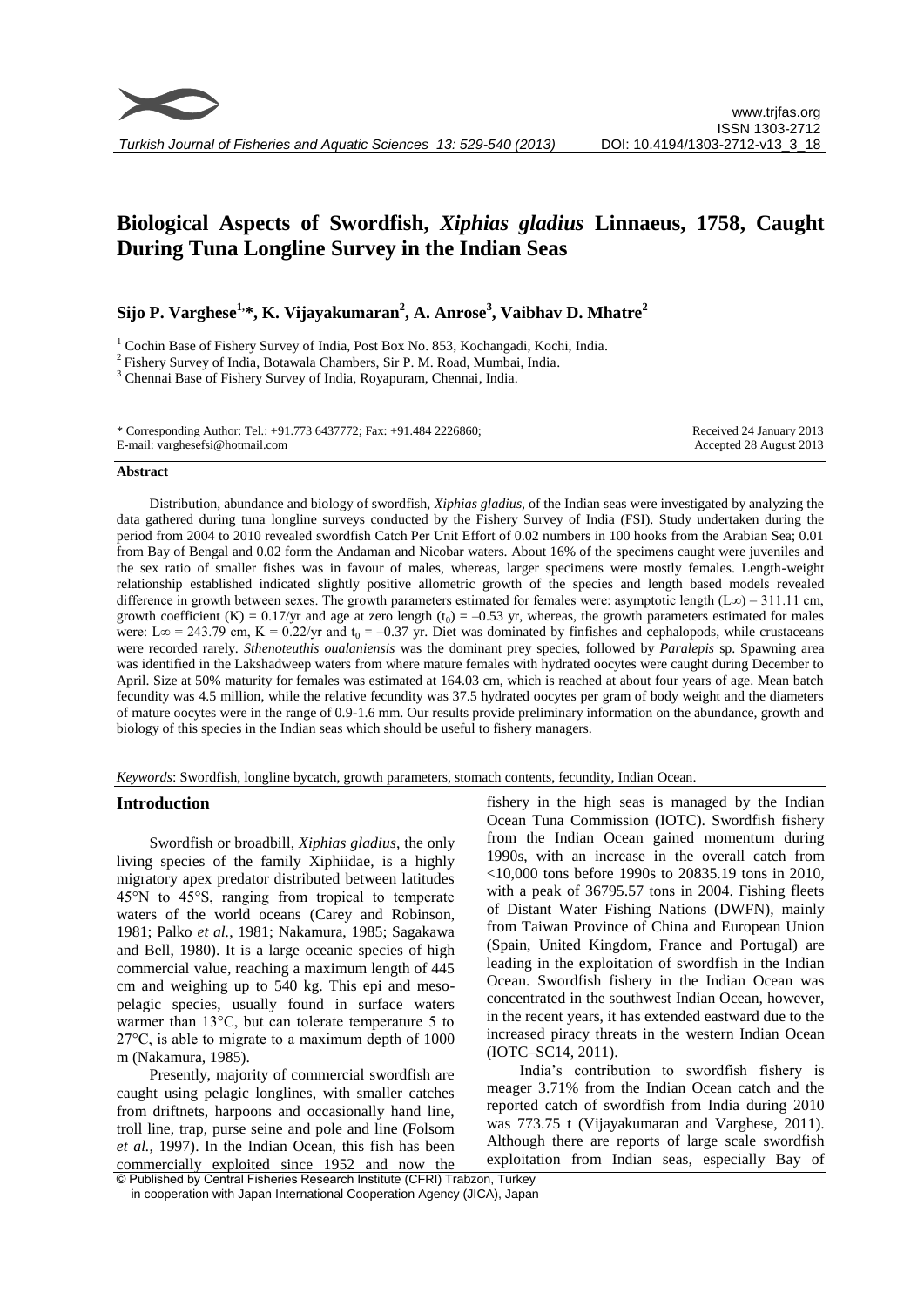# Biological Aspects of Swordfish, *Xiphias gladius* Linnaeus, 1758, Caught During Tuna Longline Survey in the Indian Seas

**Sijo P. Varghese[1,*], K. Vijayakumaran[2], A. Anrose[3], Vaibhav D. Mhatre[2]**

[1] Cochin Base of Fishery Survey of India, Post Box No. 853, Kochangadi, Kochi, India.
[2] Fishery Survey of India, Botawala Chambers, Sir P. M. Road, Mumbai, India.
[3] Chennai Base of Fishery Survey of India, Royapuram, Chennai, India.

\* Corresponding Author: Tel.: +91.773 6437772; Fax: +91.484 2226860;
E-mail: varghesefsi@hotmail.com

Received 24 January 2013
Accepted 28 August 2013

#### Abstract

Distribution, abundance and biology of swordfish, *Xiphias gladius*, of the Indian seas were investigated by analyzing the data gathered during tuna longline surveys conducted by the Fishery Survey of India (FSI). Study undertaken during the period from 2004 to 2010 revealed swordfish Catch Per Unit Effort of 0.02 numbers in 100 hooks from the Arabian Sea; 0.01 from Bay of Bengal and 0.02 form the Andaman and Nicobar waters. About 16% of the specimens caught were juveniles and the sex ratio of smaller fishes was in favour of males, whereas, larger specimens were mostly females. Length-weight relationship established indicated slightly positive allometric growth of the species and length based models revealed difference in growth between sexes. The growth parameters estimated for females were: asymptotic length ($L\infty$) = 311.11 cm, growth coefficient (K) = 0.17/yr and age at zero length ($t_0$) = –0.53 yr, whereas, the growth parameters estimated for males were: $L\infty$ = 243.79 cm, K = 0.22/yr and $t_0$ = –0.37 yr. Diet was dominated by finfishes and cephalopods, while crustaceans were recorded rarely. *Sthenoteuthis oualaniensis* was the dominant prey species, followed by *Paralepis* sp. Spawning area was identified in the Lakshadweep waters from where mature females with hydrated oocytes were caught during December to April. Size at 50% maturity for females was estimated at 164.03 cm, which is reached at about four years of age. Mean batch fecundity was 4.5 million, while the relative fecundity was 37.5 hydrated oocytes per gram of body weight and the diameters of mature oocytes were in the range of 0.9-1.6 mm. Our results provide preliminary information on the abundance, growth and biology of this species in the Indian seas which should be useful to fishery managers.

*Keywords*: Swordfish, longline bycatch, growth parameters, stomach contents, fecundity, Indian Ocean.

## Introduction

Swordfish or broadbill, *Xiphias gladius*, the only living species of the family Xiphiidae, is a highly migratory apex predator distributed between latitudes 45°N to 45°S, ranging from tropical to temperate waters of the world oceans (Carey and Robinson, 1981; Palko *et al.*, 1981; Nakamura, 1985; Sagakawa and Bell, 1980). It is a large oceanic species of high commercial value, reaching a maximum length of 445 cm and weighing up to 540 kg. This epi and meso-pelagic species, usually found in surface waters warmer than 13°C, but can tolerate temperature 5 to 27°C, is able to migrate to a maximum depth of 1000 m (Nakamura, 1985).

Presently, majority of commercial swordfish are caught using pelagic longlines, with smaller catches from driftnets, harpoons and occasionally hand line, troll line, trap, purse seine and pole and line (Folsom *et al.*, 1997). In the Indian Ocean, this fish has been commercially exploited since 1952 and now the fishery in the high seas is managed by the Indian Ocean Tuna Commission (IOTC). Swordfish fishery from the Indian Ocean gained momentum during 1990s, with an increase in the overall catch from <10,000 tons before 1990s to 20835.19 tons in 2010, with a peak of 36795.57 tons in 2004. Fishing fleets of Distant Water Fishing Nations (DWFN), mainly from Taiwan Province of China and European Union (Spain, United Kingdom, France and Portugal) are leading in the exploitation of swordfish in the Indian Ocean. Swordfish fishery in the Indian Ocean was concentrated in the southwest Indian Ocean, however, in the recent years, it has extended eastward due to the increased piracy threats in the western Indian Ocean (IOTC–SC14, 2011).

India's contribution to swordfish fishery is meager 3.71% from the Indian Ocean catch and the reported catch of swordfish from India during 2010 was 773.75 t (Vijayakumaran and Varghese, 2011). Although there are reports of large scale swordfish exploitation from Indian seas, especially Bay of

© Published by Central Fisheries Research Institute (CFRI) Trabzon, Turkey
in cooperation with Japan International Cooperation Agency (JICA), Japan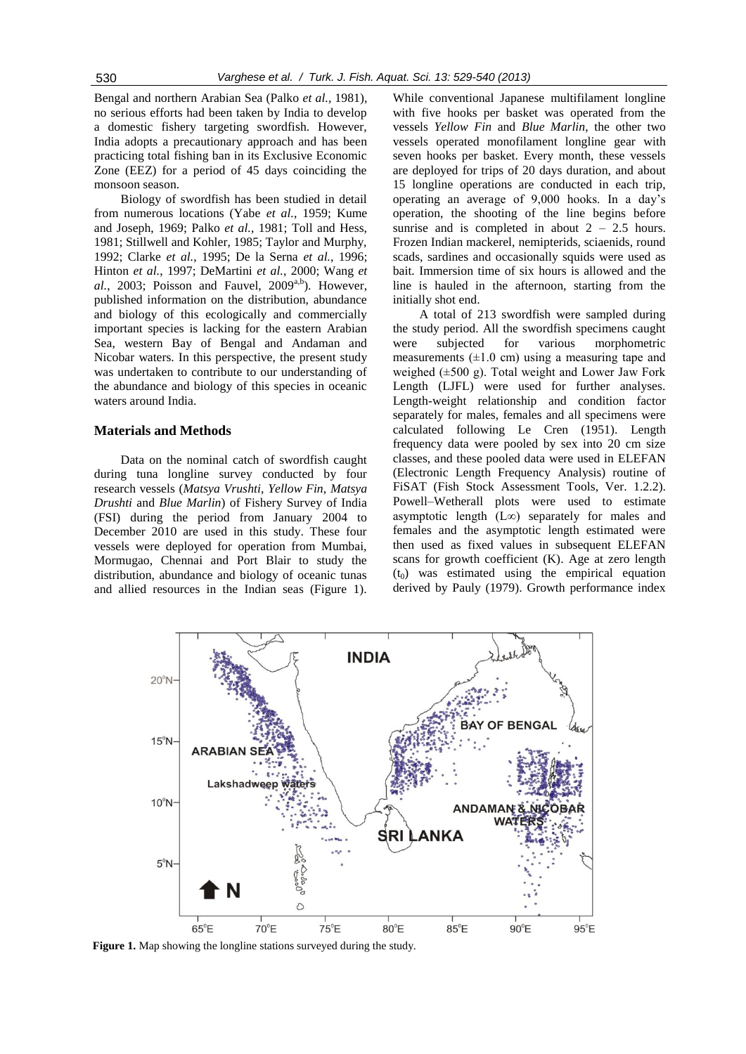Bengal and northern Arabian Sea (Palko *et al.*, 1981), no serious efforts had been taken by India to develop a domestic fishery targeting swordfish. However, India adopts a precautionary approach and has been practicing total fishing ban in its Exclusive Economic Zone (EEZ) for a period of 45 days coinciding the monsoon season.

Biology of swordfish has been studied in detail from numerous locations (Yabe *et al.*, 1959; Kume and Joseph, 1969; Palko *et al.*, 1981; Toll and Hess, 1981; Stillwell and Kohler, 1985; Taylor and Murphy, 1992; Clarke *et al.*, 1995; De la Serna *et al.*, 1996; Hinton *et al.*, 1997; DeMartini *et al.*, 2000; Wang *et al.*, 2003; Poisson and Fauvel, 2009[a,b]). However, published information on the distribution, abundance and biology of this ecologically and commercially important species is lacking for the eastern Arabian Sea, western Bay of Bengal and Andaman and Nicobar waters. In this perspective, the present study was undertaken to contribute to our understanding of the abundance and biology of this species in oceanic waters around India.

## Materials and Methods

Data on the nominal catch of swordfish caught during tuna longline survey conducted by four research vessels (*Matsya Vrushti*, *Yellow Fin*, *Matsya Drushti* and *Blue Marlin*) of Fishery Survey of India (FSI) during the period from January 2004 to December 2010 are used in this study. These four vessels were deployed for operation from Mumbai, Mormugao, Chennai and Port Blair to study the distribution, abundance and biology of oceanic tunas and allied resources in the Indian seas (Figure 1). While conventional Japanese multifilament longline with five hooks per basket was operated from the vessels *Yellow Fin* and *Blue Marlin*, the other two vessels operated monofilament longline gear with seven hooks per basket. Every month, these vessels are deployed for trips of 20 days duration, and about 15 longline operations are conducted in each trip, operating an average of 9,000 hooks. In a day's operation, the shooting of the line begins before sunrise and is completed in about 2 – 2.5 hours. Frozen Indian mackerel, nemipterids, sciaenids, round scads, sardines and occasionally squids were used as bait. Immersion time of six hours is allowed and the line is hauled in the afternoon, starting from the initially shot end.

A total of 213 swordfish were sampled during the study period. All the swordfish specimens caught were subjected for various morphometric measurements (±1.0 cm) using a measuring tape and weighed (±500 g). Total weight and Lower Jaw Fork Length (LJFL) were used for further analyses. Length-weight relationship and condition factor separately for males, females and all specimens were calculated following Le Cren (1951). Length frequency data were pooled by sex into 20 cm size classes, and these pooled data were used in ELEFAN (Electronic Length Frequency Analysis) routine of FiSAT (Fish Stock Assessment Tools, Ver. 1.2.2). Powell–Wetherall plots were used to estimate asymptotic length ($L\infty$) separately for males and females and the asymptotic length estimated were then used as fixed values in subsequent ELEFAN scans for growth coefficient (K). Age at zero length ($t_0$) was estimated using the empirical equation derived by Pauly (1979). Growth performance index

INDIA
20°N
15°N
10°N
5°N
ARABIAN SEA
Lakshadweep waters
BAY OF BENGAL
ANDAMAN & NICOBAR WATERS
SRI LANKA
N
65°E 70°E 75°E 80°E 85°E 90°E 95°E

**Figure 1.** Map showing the longline stations surveyed during the study.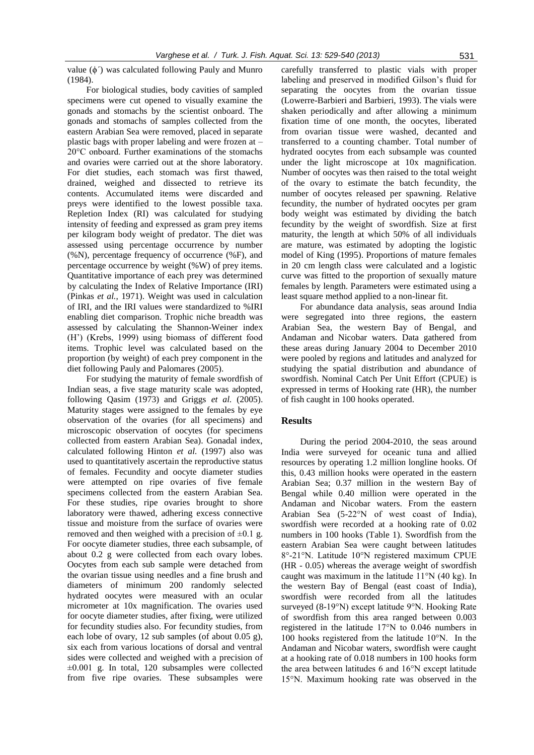value ($\phi'$) was calculated following Pauly and Munro (1984).

For biological studies, body cavities of sampled specimens were cut opened to visually examine the gonads and stomachs by the scientist onboard. The gonads and stomachs of samples collected from the eastern Arabian Sea were removed, placed in separate plastic bags with proper labeling and were frozen at –20°C onboard. Further examinations of the stomachs and ovaries were carried out at the shore laboratory. For diet studies, each stomach was first thawed, drained, weighed and dissected to retrieve its contents. Accumulated items were discarded and preys were identified to the lowest possible taxa. Repletion Index (RI) was calculated for studying intensity of feeding and expressed as gram prey items per kilogram body weight of predator. The diet was assessed using percentage occurrence by number (%N), percentage frequency of occurrence (%F), and percentage occurrence by weight (%W) of prey items. Quantitative importance of each prey was determined by calculating the Index of Relative Importance (IRI) (Pinkas *et al.*, 1971). Weight was used in calculation of IRI, and the IRI values were standardized to %IRI enabling diet comparison. Trophic niche breadth was assessed by calculating the Shannon-Weiner index (H') (Krebs, 1999) using biomass of different food items. Trophic level was calculated based on the proportion (by weight) of each prey component in the diet following Pauly and Palomares (2005).

For studying the maturity of female swordfish of Indian seas, a five stage maturity scale was adopted, following Qasim (1973) and Griggs *et al.* (2005). Maturity stages were assigned to the females by eye observation of the ovaries (for all specimens) and microscopic observation of oocytes (for specimens collected from eastern Arabian Sea). Gonadal index, calculated following Hinton *et al.* (1997) also was used to quantitatively ascertain the reproductive status of females. Fecundity and oocyte diameter studies were attempted on ripe ovaries of five female specimens collected from the eastern Arabian Sea. For these studies, ripe ovaries brought to shore laboratory were thawed, adhering excess connective tissue and moisture from the surface of ovaries were removed and then weighed with a precision of ±0.1 g. For oocyte diameter studies, three each subsample, of about 0.2 g were collected from each ovary lobes. Oocytes from each sub sample were detached from the ovarian tissue using needles and a fine brush and diameters of minimum 200 randomly selected hydrated oocytes were measured with an ocular micrometer at 10x magnification. The ovaries used for oocyte diameter studies, after fixing, were utilized for fecundity studies also. For fecundity studies, from each lobe of ovary, 12 sub samples (of about 0.05 g), six each from various locations of dorsal and ventral sides were collected and weighed with a precision of ±0.001 g. In total, 120 subsamples were collected from five ripe ovaries. These subsamples were carefully transferred to plastic vials with proper labeling and preserved in modified Gilson's fluid for separating the oocytes from the ovarian tissue (Lowerre-Barbieri and Barbieri, 1993). The vials were shaken periodically and after allowing a minimum fixation time of one month, the oocytes, liberated from ovarian tissue were washed, decanted and transferred to a counting chamber. Total number of hydrated oocytes from each subsample was counted under the light microscope at 10x magnification. Number of oocytes was then raised to the total weight of the ovary to estimate the batch fecundity, the number of oocytes released per spawning. Relative fecundity, the number of hydrated oocytes per gram body weight was estimated by dividing the batch fecundity by the weight of swordfish. Size at first maturity, the length at which 50% of all individuals are mature, was estimated by adopting the logistic model of King (1995). Proportions of mature females in 20 cm length class were calculated and a logistic curve was fitted to the proportion of sexually mature females by length. Parameters were estimated using a least square method applied to a non-linear fit.

For abundance data analysis, seas around India were segregated into three regions, the eastern Arabian Sea, the western Bay of Bengal, and Andaman and Nicobar waters. Data gathered from these areas during January 2004 to December 2010 were pooled by regions and latitudes and analyzed for studying the spatial distribution and abundance of swordfish. Nominal Catch Per Unit Effort (CPUE) is expressed in terms of Hooking rate (HR), the number of fish caught in 100 hooks operated.

## Results

During the period 2004-2010, the seas around India were surveyed for oceanic tuna and allied resources by operating 1.2 million longline hooks. Of this, 0.43 million hooks were operated in the eastern Arabian Sea; 0.37 million in the western Bay of Bengal while 0.40 million were operated in the Andaman and Nicobar waters. From the eastern Arabian Sea (5-22°N of west coast of India), swordfish were recorded at a hooking rate of 0.02 numbers in 100 hooks (Table 1). Swordfish from the eastern Arabian Sea were caught between latitudes 8°-21°N. Latitude 10°N registered maximum CPUE (HR - 0.05) whereas the average weight of swordfish caught was maximum in the latitude 11°N (40 kg). In the western Bay of Bengal (east coast of India), swordfish were recorded from all the latitudes surveyed (8-19°N) except latitude 9°N. Hooking Rate of swordfish from this area ranged between 0.003 registered in the latitude 17°N to 0.046 numbers in 100 hooks registered from the latitude 10°N. In the Andaman and Nicobar waters, swordfish were caught at a hooking rate of 0.018 numbers in 100 hooks form the area between latitudes 6 and 16°N except latitude 15°N. Maximum hooking rate was observed in the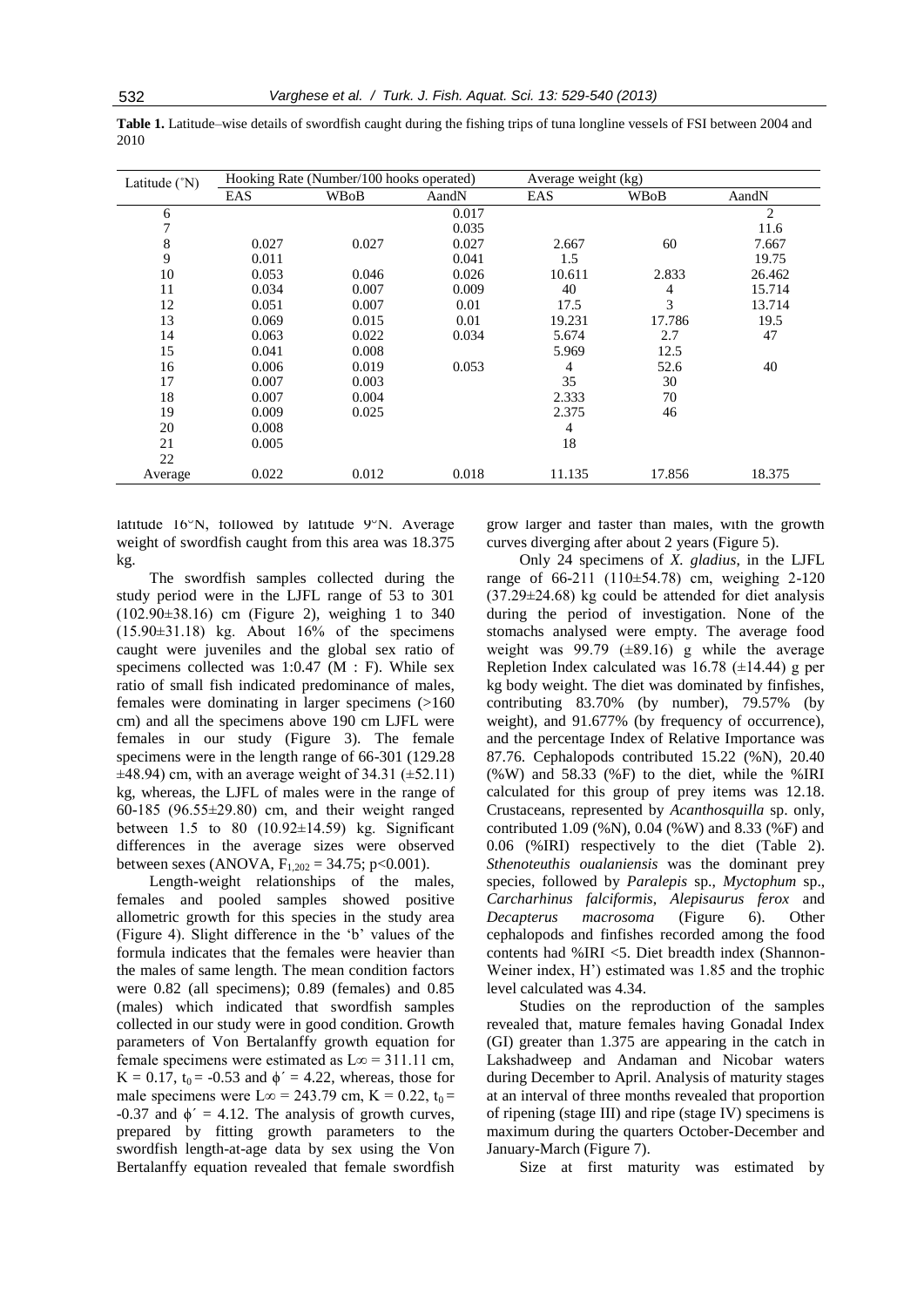**Table 1.** Latitude–wise details of swordfish caught during the fishing trips of tuna longline vessels of FSI between 2004 and 2010

| Latitude (˚N) | Hooking Rate (Number/100 hooks operated) | | | Average weight (kg) | | |
|---|---|---|---|---|---|---|
| | EAS | WBoB | AandN | EAS | WBoB | AandN |
| 6 | | | 0.017 | | | 2 |
| 7 | | | 0.035 | | | 11.6 |
| 8 | 0.027 | 0.027 | 0.027 | 2.667 | 60 | 7.667 |
| 9 | 0.011 | | 0.041 | 1.5 | | 19.75 |
| 10 | 0.053 | 0.046 | 0.026 | 10.611 | 2.833 | 26.462 |
| 11 | 0.034 | 0.007 | 0.009 | 40 | 4 | 15.714 |
| 12 | 0.051 | 0.007 | 0.01 | 17.5 | 3 | 13.714 |
| 13 | 0.069 | 0.015 | 0.01 | 19.231 | 17.786 | 19.5 |
| 14 | 0.063 | 0.022 | 0.034 | 5.674 | 2.7 | 47 |
| 15 | 0.041 | 0.008 | | 5.969 | 12.5 | |
| 16 | 0.006 | 0.019 | 0.053 | 4 | 52.6 | 40 |
| 17 | 0.007 | 0.003 | | 35 | 30 | |
| 18 | 0.007 | 0.004 | | 2.333 | 70 | |
| 19 | 0.009 | 0.025 | | 2.375 | 46 | |
| 20 | 0.008 | | | 4 | | |
| 21 | 0.005 | | | 18 | | |
| 22 | | | | | | |
| Average | 0.022 | 0.012 | 0.018 | 11.135 | 17.856 | 18.375 |

latitude 16˚N, followed by latitude 9˚N. Average weight of swordfish caught from this area was 18.375 kg.

The swordfish samples collected during the study period were in the LJFL range of 53 to 301 (102.90±38.16) cm (Figure 2), weighing 1 to 340 (15.90±31.18) kg. About 16% of the specimens caught were juveniles and the global sex ratio of specimens collected was 1:0.47 (M : F). While sex ratio of small fish indicated predominance of males, females were dominating in larger specimens (>160 cm) and all the specimens above 190 cm LJFL were females in our study (Figure 3). The female specimens were in the length range of 66-301 (129.28 ±48.94) cm, with an average weight of 34.31 (±52.11) kg, whereas, the LJFL of males were in the range of 60-185 (96.55±29.80) cm, and their weight ranged between 1.5 to 80 (10.92±14.59) kg. Significant differences in the average sizes were observed between sexes (ANOVA, $F_{1,202}$ = 34.75; p<0.001).

Length-weight relationships of the males, females and pooled samples showed positive allometric growth for this species in the study area (Figure 4). Slight difference in the 'b' values of the formula indicates that the females were heavier than the males of same length. The mean condition factors were 0.82 (all specimens); 0.89 (females) and 0.85 (males) which indicated that swordfish samples collected in our study were in good condition. Growth parameters of Von Bertalanffy growth equation for female specimens were estimated as $L\infty$ = 311.11 cm, K = 0.17, $t_0$ = -0.53 and $\phi'$ = 4.22, whereas, those for male specimens were $L\infty$ = 243.79 cm, K = 0.22, $t_0$ = -0.37 and $\phi'$ = 4.12. The analysis of growth curves, prepared by fitting growth parameters to the swordfish length-at-age data by sex using the Von Bertalanffy equation revealed that female swordfish grow larger and faster than males, with the growth curves diverging after about 2 years (Figure 5).

Only 24 specimens of *X. gladius*, in the LJFL range of 66-211 (110±54.78) cm, weighing 2-120 (37.29±24.68) kg could be attended for diet analysis during the period of investigation. None of the stomachs analysed were empty. The average food weight was 99.79 (±89.16) g while the average Repletion Index calculated was 16.78 (±14.44) g per kg body weight. The diet was dominated by finfishes, contributing 83.70% (by number), 79.57% (by weight), and 91.677% (by frequency of occurrence), and the percentage Index of Relative Importance was 87.76. Cephalopods contributed 15.22 (%N), 20.40 (%W) and 58.33 (%F) to the diet, while the %IRI calculated for this group of prey items was 12.18. Crustaceans, represented by *Acanthosquilla* sp. only, contributed 1.09 (%N), 0.04 (%W) and 8.33 (%F) and 0.06 (%IRI) respectively to the diet (Table 2). *Sthenoteuthis oualaniensis* was the dominant prey species, followed by *Paralepis* sp., *Myctophum* sp., *Carcharhinus falciformis*, *Alepisaurus ferox* and *Decapterus macrosoma* (Figure 6). Other cephalopods and finfishes recorded among the food contents had %IRI <5. Diet breadth index (Shannon-Weiner index, H') estimated was 1.85 and the trophic level calculated was 4.34.

Studies on the reproduction of the samples revealed that, mature females having Gonadal Index (GI) greater than 1.375 are appearing in the catch in Lakshadweep and Andaman and Nicobar waters during December to April. Analysis of maturity stages at an interval of three months revealed that proportion of ripening (stage III) and ripe (stage IV) specimens is maximum during the quarters October-December and January-March (Figure 7).

Size at first maturity was estimated by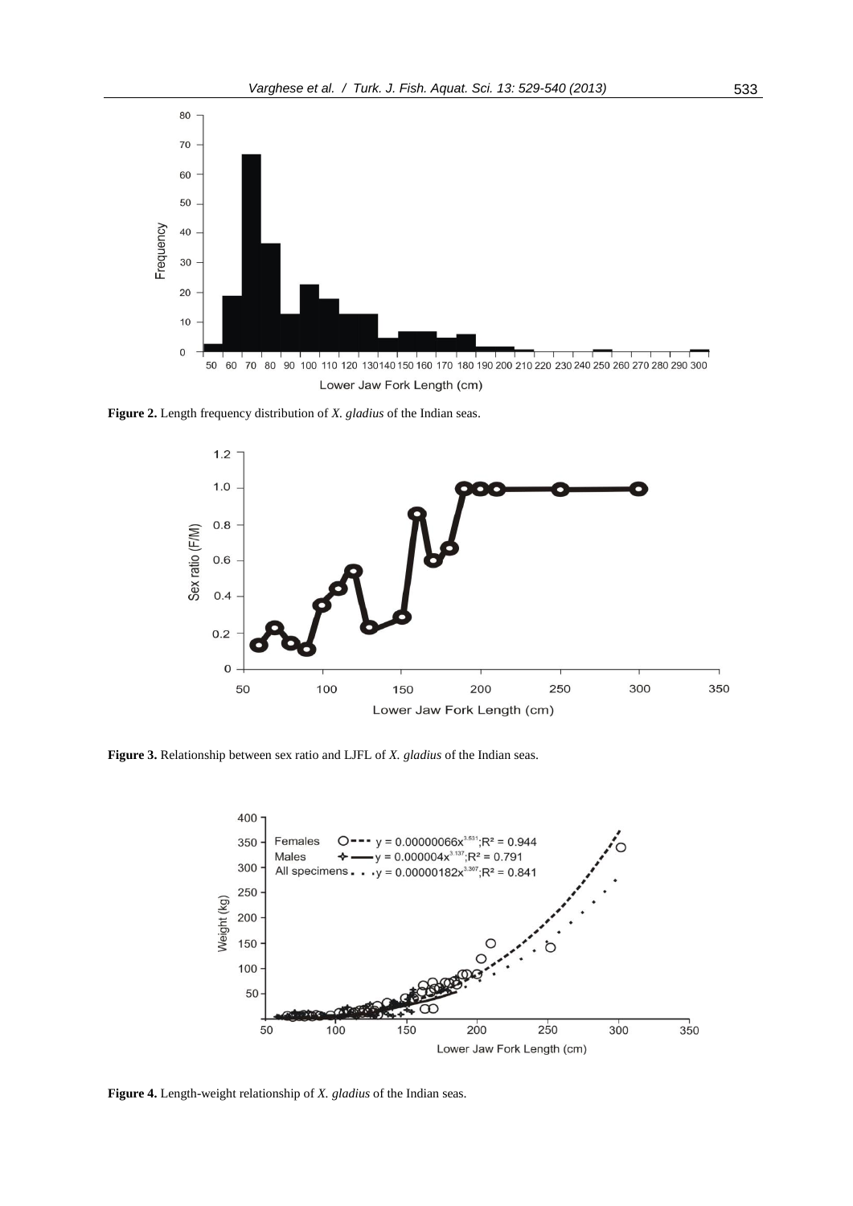80
70
60
50
40
30
20
10
0

Frequency

50 60 70 80 90 100 110 120 130 140 150 160 170 180 190 200 210 220 230 240 250 260 270 280 290 300

Lower Jaw Fork Length (cm)

**Figure 2.** Length frequency distribution of *X. gladius* of the Indian seas.

1.2
1.0
0.8
0.6
0.4
0.2
0

Sex ratio (F/M)

50 100 150 200 250 300 350

Lower Jaw Fork Length (cm)

**Figure 3.** Relationship between sex ratio and LJFL of *X. gladius* of the Indian seas.

400
350
300
250
200
150
100
50

Weight (kg)

Females $y = 0.00000066x^{3.531}$; $R^2 = 0.944$

Males $y = 0.000004x^{3.137}$; $R^2 = 0.791$

All specimens $y = 0.00000182x^{3.367}$; $R^2 = 0.841$

50 100 150 200 250 300 350

Lower Jaw Fork Length (cm)

**Figure 4.** Length-weight relationship of *X. gladius* of the Indian seas.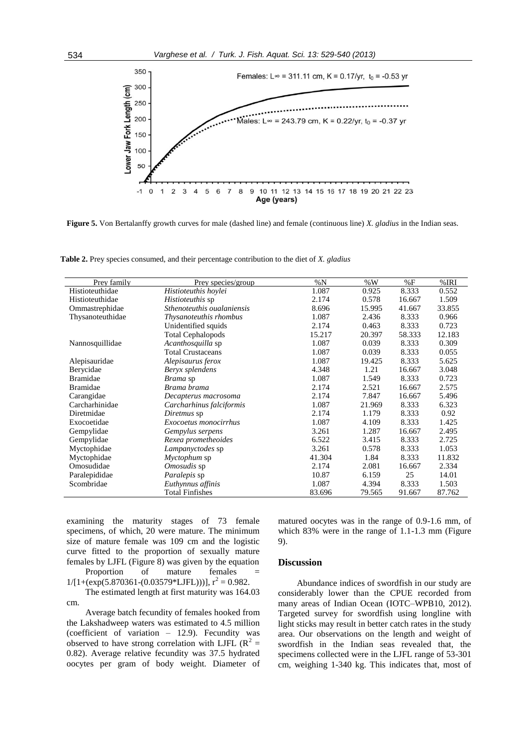Females: L∞ = 311.11 cm, K = 0.17/yr, $t_0$ = -0.53 yr

Males: L∞ = 243.79 cm, K = 0.22/yr, $t_0$ = -0.37 yr

Lower Jaw Fork Length (cm)

Age (years)

**Figure 5.** Von Bertalanffy growth curves for male (dashed line) and female (continuous line) *X. gladius* in the Indian seas.

**Table 2.** Prey species consumed, and their percentage contribution to the diet of *X. gladius*

| Prey family | Prey species/group | %N | %W | %F | %IRI |
|---|---|---|---|---|---|
| Histioteuthidae | *Histioteuthis hoylei* | 1.087 | 0.925 | 8.333 | 0.552 |
| Histioteuthidae | *Histioteuthis* sp | 2.174 | 0.578 | 16.667 | 1.509 |
| Ommastrephidae | *Sthenoteuthis oualaniensis* | 8.696 | 15.995 | 41.667 | 33.855 |
| Thysanoteuthidae | *Thysanoteuthis rhombus* | 1.087 | 2.436 | 8.333 | 0.966 |
| | Unidentified squids | 2.174 | 0.463 | 8.333 | 0.723 |
| | Total Cephalopods | 15.217 | 20.397 | 58.333 | 12.183 |
| Nannosquillidae | *Acanthosquilla* sp | 1.087 | 0.039 | 8.333 | 0.309 |
| | Total Crustaceans | 1.087 | 0.039 | 8.333 | 0.055 |
| Alepisauridae | *Alepisaurus ferox* | 1.087 | 19.425 | 8.333 | 5.625 |
| Berycidae | *Beryx splendens* | 4.348 | 1.21 | 16.667 | 3.048 |
| Bramidae | *Brama* sp | 1.087 | 1.549 | 8.333 | 0.723 |
| Bramidae | *Brama brama* | 2.174 | 2.521 | 16.667 | 2.575 |
| Carangidae | *Decapterus macrosoma* | 2.174 | 7.847 | 16.667 | 5.496 |
| Carcharhinidae | *Carcharhinus falciformis* | 1.087 | 21.969 | 8.333 | 6.323 |
| Diretmidae | *Diretmus* sp | 2.174 | 1.179 | 8.333 | 0.92 |
| Exocoetidae | *Exocoetus monocirrhus* | 1.087 | 4.109 | 8.333 | 1.425 |
| Gempylidae | *Gempylus serpens* | 3.261 | 1.287 | 16.667 | 2.495 |
| Gempylidae | *Rexea prometheoides* | 6.522 | 3.415 | 8.333 | 2.725 |
| Myctophidae | *Lampanyctodes* sp | 3.261 | 0.578 | 8.333 | 1.053 |
| Myctophidae | *Myctophum* sp | 41.304 | 1.84 | 8.333 | 11.832 |
| Omosudidae | *Omosudis* sp | 2.174 | 2.081 | 16.667 | 2.334 |
| Paralepididae | *Paralepis* sp | 10.87 | 6.159 | 25 | 14.01 |
| Scombridae | *Euthynnus affinis* | 1.087 | 4.394 | 8.333 | 1.503 |
| | Total Finfishes | 83.696 | 79.565 | 91.667 | 87.762 |

examining the maturity stages of 73 female specimens, of which, 20 were mature. The minimum size of mature female was 109 cm and the logistic curve fitted to the proportion of sexually mature females by LJFL (Figure 8) was given by the equation Proportion of mature females = $1/[1+(\exp(5.870361-(0.03579*LJFL)))]$, $r^2 = 0.982$.

The estimated length at first maturity was 164.03 cm.

Average batch fecundity of females hooked from the Lakshadweep waters was estimated to 4.5 million (coefficient of variation – 12.9). Fecundity was observed to have strong correlation with LJFL ($R^2$ = 0.82). Average relative fecundity was 37.5 hydrated oocytes per gram of body weight. Diameter of matured oocytes was in the range of 0.9-1.6 mm, of which 83% were in the range of 1.1-1.3 mm (Figure 9).

## Discussion

Abundance indices of swordfish in our study are considerably lower than the CPUE recorded from many areas of Indian Ocean (IOTC–WPB10, 2012). Targeted survey for swordfish using longline with light sticks may result in better catch rates in the study area. Our observations on the length and weight of swordfish in the Indian seas revealed that, the specimens collected were in the LJFL range of 53-301 cm, weighing 1-340 kg. This indicates that, most of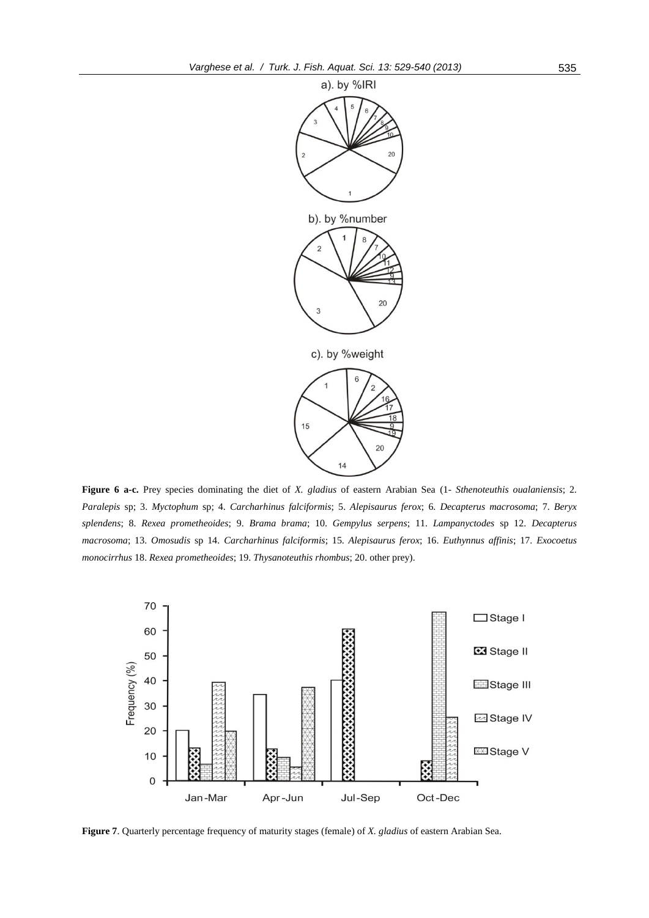a). by %IRI

4
5
6
7
8
9
10
3
20
2
1

b). by %number

1
8
2
7
10
11
12
9
14
20
3

c). by %weight

6
1
2
16
17
18
9
19
15
20
14

**Figure 6 a-c.** Prey species dominating the diet of *X. gladius* of eastern Arabian Sea (1- *Sthenoteuthis oualaniensis*; 2. *Paralepis* sp; 3. *Myctophum* sp; 4. *Carcharhinus falciformis*; 5. *Alepisaurus ferox*; 6. *Decapterus macrosoma*; 7. *Beryx splendens*; 8. *Rexea prometheoides*; 9. *Brama brama*; 10. *Gempylus serpens*; 11. *Lampanyctodes* sp 12. *Decapterus macrosoma*; 13. *Omosudis* sp 14. *Carcharhinus falciformis*; 15. *Alepisaurus ferox*; 16. *Euthynnus affinis*; 17. *Exocoetus monocirrhus* 18. *Rexea prometheoides*; 19. *Thysanoteuthis rhombus*; 20. other prey).

Frequency (%)
0
10
20
30
40
50
60
70
Jan-Mar
Apr-Jun
Jul-Sep
Oct-Dec
Stage I
Stage II
Stage III
Stage IV
Stage V

**Figure 7**. Quarterly percentage frequency of maturity stages (female) of *X. gladius* of eastern Arabian Sea.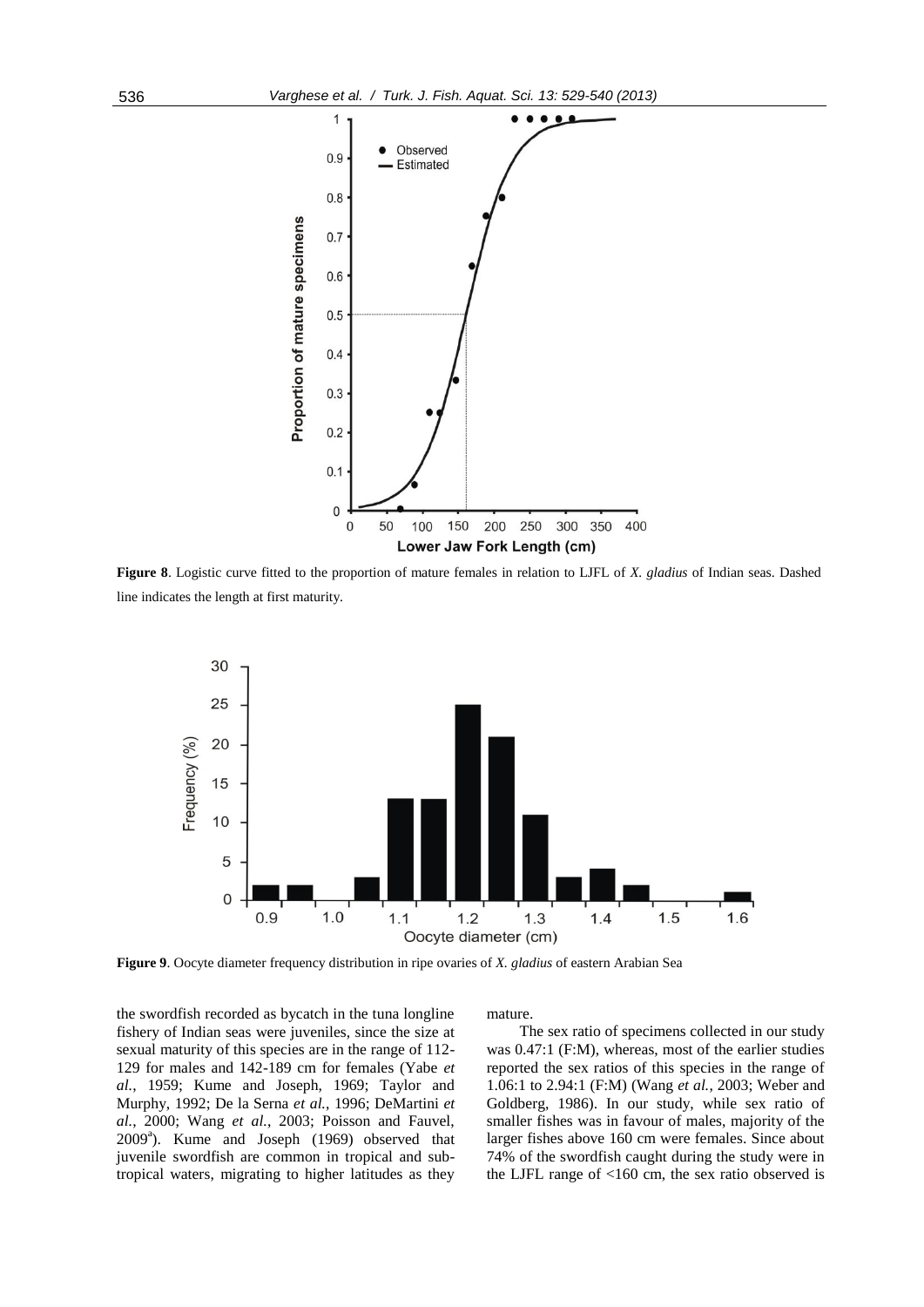1

0.9

0.8

0.7

0.6

0.5

0.4

0.3

0.2

0.1

0

0 50 100 150 200 250 300 350 400

Proportion of mature specimens

Lower Jaw Fork Length (cm)

Observed

Estimated

**Figure 8**. Logistic curve fitted to the proportion of mature females in relation to LJFL of *X. gladius* of Indian seas. Dashed line indicates the length at first maturity.

30

25

20

15

10

5

0

0.9 1.0 1.1 1.2 1.3 1.4 1.5 1.6

Frequency (%)

Oocyte diameter (cm)

**Figure 9**. Oocyte diameter frequency distribution in ripe ovaries of *X. gladius* of eastern Arabian Sea

the swordfish recorded as bycatch in the tuna longline fishery of Indian seas were juveniles, since the size at sexual maturity of this species are in the range of 112-129 for males and 142-189 cm for females (Yabe *et al.*, 1959; Kume and Joseph, 1969; Taylor and Murphy, 1992; De la Serna *et al.*, 1996; DeMartini *et al.*, 2000; Wang *et al.*, 2003; Poisson and Fauvel, 2009[a]). Kume and Joseph (1969) observed that juvenile swordfish are common in tropical and sub-tropical waters, migrating to higher latitudes as they mature.

The sex ratio of specimens collected in our study was 0.47:1 (F:M), whereas, most of the earlier studies reported the sex ratios of this species in the range of 1.06:1 to 2.94:1 (F:M) (Wang *et al.*, 2003; Weber and Goldberg, 1986). In our study, while sex ratio of smaller fishes was in favour of males, majority of the larger fishes above 160 cm were females. Since about 74% of the swordfish caught during the study were in the LJFL range of <160 cm, the sex ratio observed is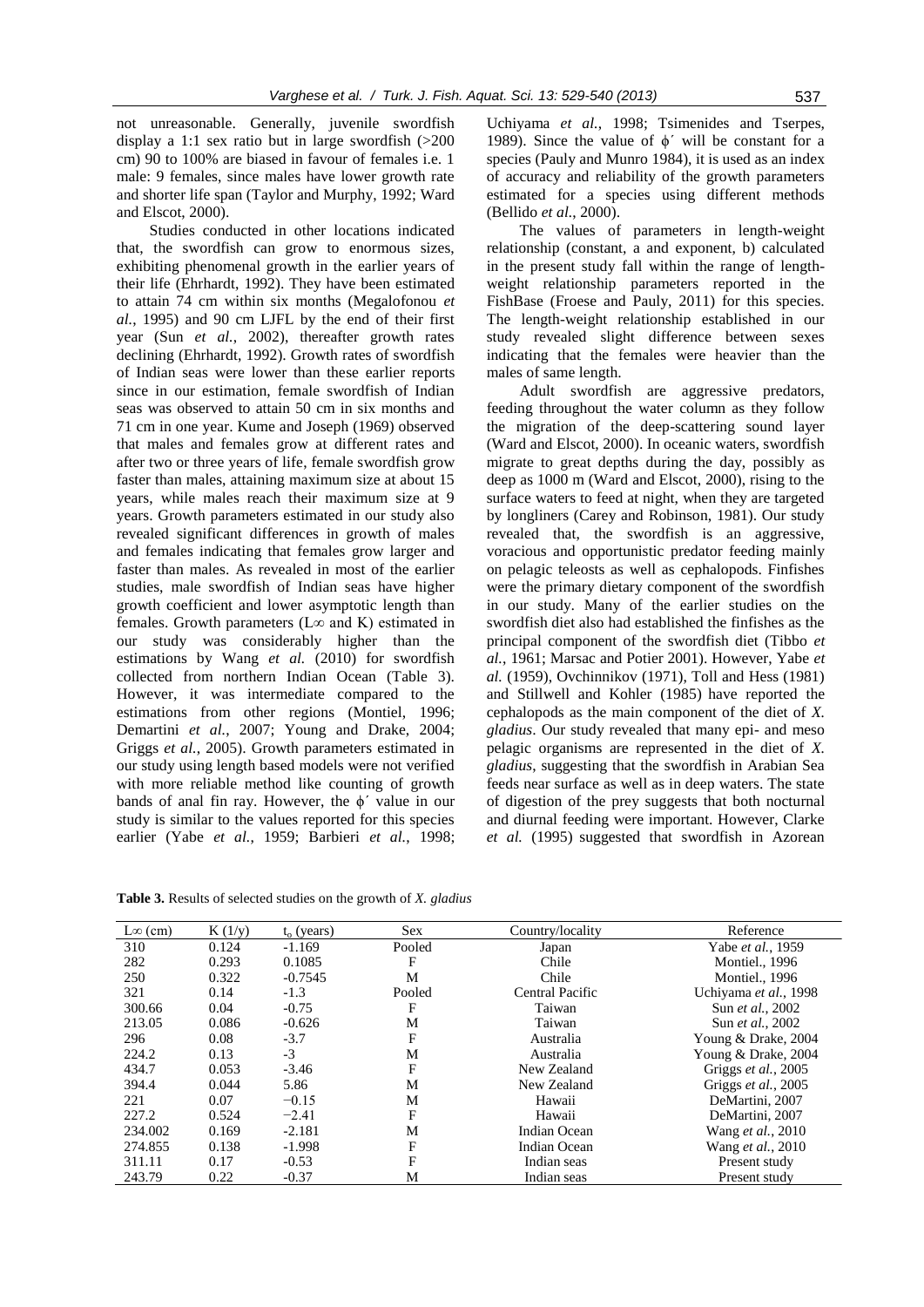not unreasonable. Generally, juvenile swordfish display a 1:1 sex ratio but in large swordfish (>200 cm) 90 to 100% are biased in favour of females i.e. 1 male: 9 females, since males have lower growth rate and shorter life span (Taylor and Murphy, 1992; Ward and Elscot, 2000).

Studies conducted in other locations indicated that, the swordfish can grow to enormous sizes, exhibiting phenomenal growth in the earlier years of their life (Ehrhardt, 1992). They have been estimated to attain 74 cm within six months (Megalofonou *et al.*, 1995) and 90 cm LJFL by the end of their first year (Sun *et al.*, 2002), thereafter growth rates declining (Ehrhardt, 1992). Growth rates of swordfish of Indian seas were lower than these earlier reports since in our estimation, female swordfish of Indian seas was observed to attain 50 cm in six months and 71 cm in one year. Kume and Joseph (1969) observed that males and females grow at different rates and after two or three years of life, female swordfish grow faster than males, attaining maximum size at about 15 years, while males reach their maximum size at 9 years. Growth parameters estimated in our study also revealed significant differences in growth of males and females indicating that females grow larger and faster than males. As revealed in most of the earlier studies, male swordfish of Indian seas have higher growth coefficient and lower asymptotic length than females. Growth parameters ($L\infty$ and K) estimated in our study was considerably higher than the estimations by Wang *et al.* (2010) for swordfish collected from northern Indian Ocean (Table 3). However, it was intermediate compared to the estimations from other regions (Montiel, 1996; Demartini *et al.*, 2007; Young and Drake, 2004; Griggs *et al.*, 2005). Growth parameters estimated in our study using length based models were not verified with more reliable method like counting of growth bands of anal fin ray. However, the $\phi'$ value in our study is similar to the values reported for this species earlier (Yabe *et al.*, 1959; Barbieri *et al.*, 1998; Uchiyama *et al.*, 1998; Tsimenides and Tserpes, 1989). Since the value of $\phi'$ will be constant for a species (Pauly and Munro 1984), it is used as an index of accuracy and reliability of the growth parameters estimated for a species using different methods (Bellido *et al.*, 2000).

The values of parameters in length-weight relationship (constant, a and exponent, b) calculated in the present study fall within the range of length-weight relationship parameters reported in the FishBase (Froese and Pauly, 2011) for this species. The length-weight relationship established in our study revealed slight difference between sexes indicating that the females were heavier than the males of same length.

Adult swordfish are aggressive predators, feeding throughout the water column as they follow the migration of the deep-scattering sound layer (Ward and Elscot, 2000). In oceanic waters, swordfish migrate to great depths during the day, possibly as deep as 1000 m (Ward and Elscot, 2000), rising to the surface waters to feed at night, when they are targeted by longliners (Carey and Robinson, 1981). Our study revealed that, the swordfish is an aggressive, voracious and opportunistic predator feeding mainly on pelagic teleosts as well as cephalopods. Finfishes were the primary dietary component of the swordfish in our study. Many of the earlier studies on the swordfish diet also had established the finfishes as the principal component of the swordfish diet (Tibbo *et al.*, 1961; Marsac and Potier 2001). However, Yabe *et al.* (1959), Ovchinnikov (1971), Toll and Hess (1981) and Stillwell and Kohler (1985) have reported the cephalopods as the main component of the diet of *X. gladius*. Our study revealed that many epi- and meso pelagic organisms are represented in the diet of *X. gladius*, suggesting that the swordfish in Arabian Sea feeds near surface as well as in deep waters. The state of digestion of the prey suggests that both nocturnal and diurnal feeding were important. However, Clarke *et al.* (1995) suggested that swordfish in Azorean

**Table 3.** Results of selected studies on the growth of *X. gladius*

| $L\infty$ (cm) | K (1/y) | $t_o$ (years) | Sex | Country/locality | Reference |
|---|---|---|---|---|---|
| 310 | 0.124 | -1.169 | Pooled | Japan | Yabe *et al.*, 1959 |
| 282 | 0.293 | 0.1085 | F | Chile | Montiel., 1996 |
| 250 | 0.322 | -0.7545 | M | Chile | Montiel., 1996 |
| 321 | 0.14 | -1.3 | Pooled | Central Pacific | Uchiyama *et al.*, 1998 |
| 300.66 | 0.04 | -0.75 | F | Taiwan | Sun *et al.*, 2002 |
| 213.05 | 0.086 | -0.626 | M | Taiwan | Sun *et al.*, 2002 |
| 296 | 0.08 | -3.7 | F | Australia | Young & Drake, 2004 |
| 224.2 | 0.13 | -3 | M | Australia | Young & Drake, 2004 |
| 434.7 | 0.053 | -3.46 | F | New Zealand | Griggs *et al.*, 2005 |
| 394.4 | 0.044 | 5.86 | M | New Zealand | Griggs *et al.*, 2005 |
| 221 | 0.07 | −0.15 | M | Hawaii | DeMartini, 2007 |
| 227.2 | 0.524 | −2.41 | F | Hawaii | DeMartini, 2007 |
| 234.002 | 0.169 | -2.181 | M | Indian Ocean | Wang *et al.*, 2010 |
| 274.855 | 0.138 | -1.998 | F | Indian Ocean | Wang *et al.*, 2010 |
| 311.11 | 0.17 | -0.53 | F | Indian seas | Present study |
| 243.79 | 0.22 | -0.37 | M | Indian seas | Present study |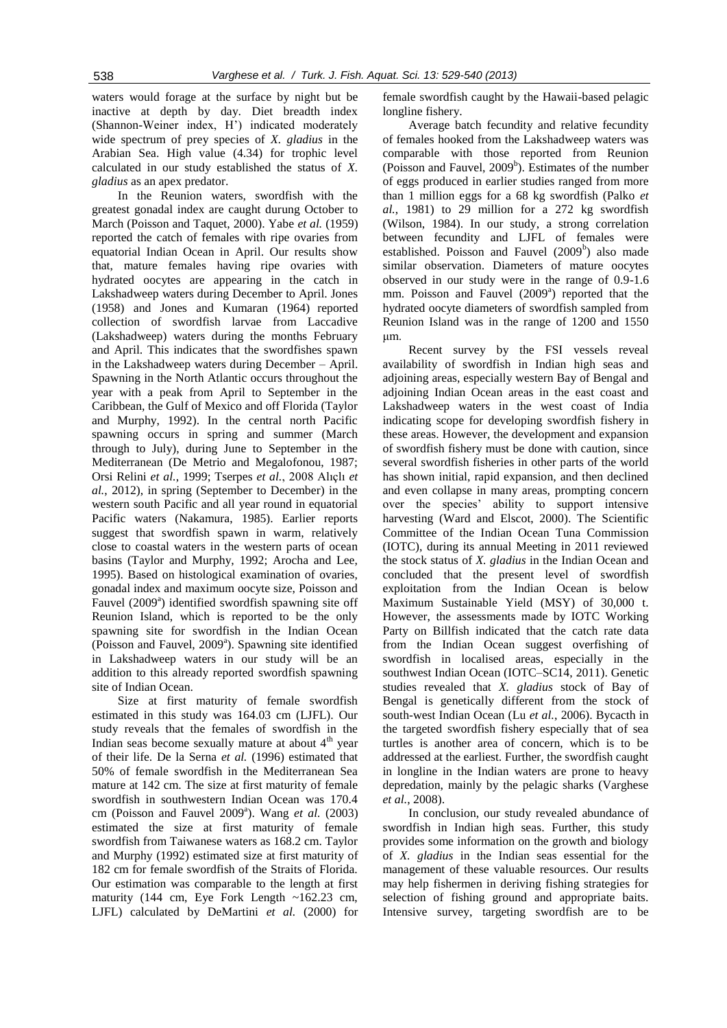waters would forage at the surface by night but be inactive at depth by day. Diet breadth index (Shannon-Weiner index, H') indicated moderately wide spectrum of prey species of *X. gladius* in the Arabian Sea. High value (4.34) for trophic level calculated in our study established the status of *X. gladius* as an apex predator.

In the Reunion waters, swordfish with the greatest gonadal index are caught durung October to March (Poisson and Taquet, 2000). Yabe *et al.* (1959) reported the catch of females with ripe ovaries from equatorial Indian Ocean in April. Our results show that, mature females having ripe ovaries with hydrated oocytes are appearing in the catch in Lakshadweep waters during December to April. Jones (1958) and Jones and Kumaran (1964) reported collection of swordfish larvae from Laccadive (Lakshadweep) waters during the months February and April. This indicates that the swordfishes spawn in the Lakshadweep waters during December – April. Spawning in the North Atlantic occurs throughout the year with a peak from April to September in the Caribbean, the Gulf of Mexico and off Florida (Taylor and Murphy, 1992). In the central north Pacific spawning occurs in spring and summer (March through to July), during June to September in the Mediterranean (De Metrio and Megalofonou, 1987; Orsi Relini *et al.*, 1999; Tserpes *et al.*, 2008 Alıçlı *et al.*, 2012), in spring (September to December) in the western south Pacific and all year round in equatorial Pacific waters (Nakamura, 1985). Earlier reports suggest that swordfish spawn in warm, relatively close to coastal waters in the western parts of ocean basins (Taylor and Murphy, 1992; Arocha and Lee, 1995). Based on histological examination of ovaries, gonadal index and maximum oocyte size, Poisson and Fauvel (2009[a]) identified swordfish spawning site off Reunion Island, which is reported to be the only spawning site for swordfish in the Indian Ocean (Poisson and Fauvel, 2009[a]). Spawning site identified in Lakshadweep waters in our study will be an addition to this already reported swordfish spawning site of Indian Ocean.

Size at first maturity of female swordfish estimated in this study was 164.03 cm (LJFL). Our study reveals that the females of swordfish in the Indian seas become sexually mature at about 4[th] year of their life. De la Serna *et al.* (1996) estimated that 50% of female swordfish in the Mediterranean Sea mature at 142 cm. The size at first maturity of female swordfish in southwestern Indian Ocean was 170.4 cm (Poisson and Fauvel 2009[a]). Wang *et al.* (2003) estimated the size at first maturity of female swordfish from Taiwanese waters as 168.2 cm. Taylor and Murphy (1992) estimated size at first maturity of 182 cm for female swordfish of the Straits of Florida. Our estimation was comparable to the length at first maturity (144 cm, Eye Fork Length ~162.23 cm, LJFL) calculated by DeMartini *et al.* (2000) for female swordfish caught by the Hawaii-based pelagic longline fishery.

Average batch fecundity and relative fecundity of females hooked from the Lakshadweep waters was comparable with those reported from Reunion (Poisson and Fauvel, 2009[b]). Estimates of the number of eggs produced in earlier studies ranged from more than 1 million eggs for a 68 kg swordfish (Palko *et al.*, 1981) to 29 million for a 272 kg swordfish (Wilson, 1984). In our study, a strong correlation between fecundity and LJFL of females were established. Poisson and Fauvel (2009[b]) also made similar observation. Diameters of mature oocytes observed in our study were in the range of 0.9-1.6 mm. Poisson and Fauvel (2009[a]) reported that the hydrated oocyte diameters of swordfish sampled from Reunion Island was in the range of 1200 and 1550 μm.

Recent survey by the FSI vessels reveal availability of swordfish in Indian high seas and adjoining areas, especially western Bay of Bengal and adjoining Indian Ocean areas in the east coast and Lakshadweep waters in the west coast of India indicating scope for developing swordfish fishery in these areas. However, the development and expansion of swordfish fishery must be done with caution, since several swordfish fisheries in other parts of the world has shown initial, rapid expansion, and then declined and even collapse in many areas, prompting concern over the species' ability to support intensive harvesting (Ward and Elscot, 2000). The Scientific Committee of the Indian Ocean Tuna Commission (IOTC), during its annual Meeting in 2011 reviewed the stock status of *X. gladius* in the Indian Ocean and concluded that the present level of swordfish exploitation from the Indian Ocean is below Maximum Sustainable Yield (MSY) of 30,000 t. However, the assessments made by IOTC Working Party on Billfish indicated that the catch rate data from the Indian Ocean suggest overfishing of swordfish in localised areas, especially in the southwest Indian Ocean (IOTC–SC14, 2011). Genetic studies revealed that *X. gladius* stock of Bay of Bengal is genetically different from the stock of south-west Indian Ocean (Lu *et al.*, 2006). Bycacth in the targeted swordfish fishery especially that of sea turtles is another area of concern, which is to be addressed at the earliest. Further, the swordfish caught in longline in the Indian waters are prone to heavy depredation, mainly by the pelagic sharks (Varghese *et al.*, 2008).

In conclusion, our study revealed abundance of swordfish in Indian high seas. Further, this study provides some information on the growth and biology of *X. gladius* in the Indian seas essential for the management of these valuable resources. Our results may help fishermen in deriving fishing strategies for selection of fishing ground and appropriate baits. Intensive survey, targeting swordfish are to be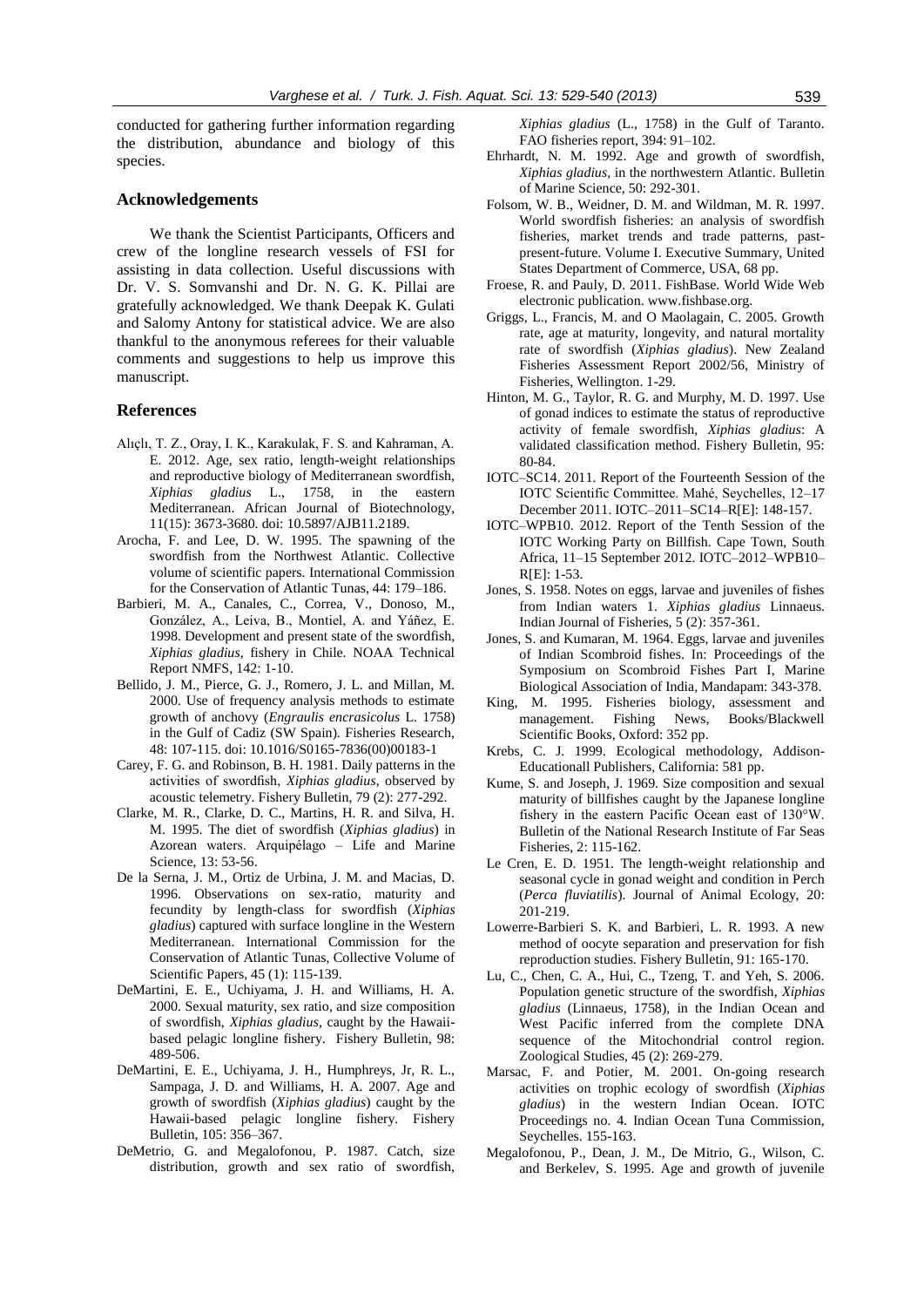conducted for gathering further information regarding the distribution, abundance and biology of this species.

## Acknowledgements

We thank the Scientist Participants, Officers and crew of the longline research vessels of FSI for assisting in data collection. Useful discussions with Dr. V. S. Somvanshi and Dr. N. G. K. Pillai are gratefully acknowledged. We thank Deepak K. Gulati and Salomy Antony for statistical advice. We are also thankful to the anonymous referees for their valuable comments and suggestions to help us improve this manuscript.

## References

Alıçlı, T. Z., Oray, I. K., Karakulak, F. S. and Kahraman, A. E. 2012. Age, sex ratio, length-weight relationships and reproductive biology of Mediterranean swordfish, *Xiphias gladius* L., 1758, in the eastern Mediterranean. African Journal of Biotechnology, 11(15): 3673-3680. doi: 10.5897/AJB11.2189.

Arocha, F. and Lee, D. W. 1995. The spawning of the swordfish from the Northwest Atlantic. Collective volume of scientific papers. International Commission for the Conservation of Atlantic Tunas, 44: 179–186.

Barbieri, M. A., Canales, C., Correa, V., Donoso, M., González, A., Leiva, B., Montiel, A. and Yáñez, E. 1998. Development and present state of the swordfish, *Xiphias gladius*, fishery in Chile. NOAA Technical Report NMFS, 142: 1-10.

Bellido, J. M., Pierce, G. J., Romero, J. L. and Millan, M. 2000. Use of frequency analysis methods to estimate growth of anchovy (*Engraulis encrasicolus* L. 1758) in the Gulf of Cadiz (SW Spain). Fisheries Research, 48: 107-115. doi: 10.1016/S0165-7836(00)00183-1

Carey, F. G. and Robinson, B. H. 1981. Daily patterns in the activities of swordfish, *Xiphias gladius*, observed by acoustic telemetry. Fishery Bulletin, 79 (2): 277-292.

Clarke, M. R., Clarke, D. C., Martins, H. R. and Silva, H. M. 1995. The diet of swordfish (*Xiphias gladius*) in Azorean waters. Arquipélago – Life and Marine Science, 13: 53-56.

De la Serna, J. M., Ortiz de Urbina, J. M. and Macias, D. 1996. Observations on sex-ratio, maturity and fecundity by length-class for swordfish (*Xiphias gladius*) captured with surface longline in the Western Mediterranean. International Commission for the Conservation of Atlantic Tunas, Collective Volume of Scientific Papers, 45 (1): 115-139.

DeMartini, E. E., Uchiyama, J. H. and Williams, H. A. 2000. Sexual maturity, sex ratio, and size composition of swordfish, *Xiphias gladius*, caught by the Hawaii-based pelagic longline fishery. Fishery Bulletin, 98: 489-506.

DeMartini, E. E., Uchiyama, J. H., Humphreys, Jr, R. L., Sampaga, J. D. and Williams, H. A. 2007. Age and growth of swordfish (*Xiphias gladius*) caught by the Hawaii-based pelagic longline fishery. Fishery Bulletin, 105: 356–367.

DeMetrio, G. and Megalofonou, P. 1987. Catch, size distribution, growth and sex ratio of swordfish, *Xiphias gladius* (L., 1758) in the Gulf of Taranto. FAO fisheries report, 394: 91–102.

Ehrhardt, N. M. 1992. Age and growth of swordfish, *Xiphias gladius*, in the northwestern Atlantic. Bulletin of Marine Science, 50: 292-301.

Folsom, W. B., Weidner, D. M. and Wildman, M. R. 1997. World swordfish fisheries: an analysis of swordfish fisheries, market trends and trade patterns, past-present-future. Volume I. Executive Summary, United States Department of Commerce, USA, 68 pp.

Froese, R. and Pauly, D. 2011. FishBase. World Wide Web electronic publication. www.fishbase.org.

Griggs, L., Francis, M. and O Maolagain, C. 2005. Growth rate, age at maturity, longevity, and natural mortality rate of swordfish (*Xiphias gladius*). New Zealand Fisheries Assessment Report 2002/56, Ministry of Fisheries, Wellington. 1-29.

Hinton, M. G., Taylor, R. G. and Murphy, M. D. 1997. Use of gonad indices to estimate the status of reproductive activity of female swordfish, *Xiphias gladius*: A validated classification method. Fishery Bulletin, 95: 80-84.

IOTC–SC14. 2011. Report of the Fourteenth Session of the IOTC Scientific Committee. Mahé, Seychelles, 12–17 December 2011. IOTC–2011–SC14–R[E]: 148-157.

IOTC–WPB10. 2012. Report of the Tenth Session of the IOTC Working Party on Billfish. Cape Town, South Africa, 11–15 September 2012. IOTC–2012–WPB10–R[E]: 1-53.

Jones, S. 1958. Notes on eggs, larvae and juveniles of fishes from Indian waters 1. *Xiphias gladius* Linnaeus. Indian Journal of Fisheries, 5 (2): 357-361.

Jones, S. and Kumaran, M. 1964. Eggs, larvae and juveniles of Indian Scombroid fishes. In: Proceedings of the Symposium on Scombroid Fishes Part I, Marine Biological Association of India, Mandapam: 343-378.

King, M. 1995. Fisheries biology, assessment and management. Fishing News, Books/Blackwell Scientific Books, Oxford: 352 pp.

Krebs, C. J. 1999. Ecological methodology, Addison-Educationall Publishers, California: 581 pp.

Kume, S. and Joseph, J. 1969. Size composition and sexual maturity of billfishes caught by the Japanese longline fishery in the eastern Pacific Ocean east of 130°W. Bulletin of the National Research Institute of Far Seas Fisheries, 2: 115-162.

Le Cren, E. D. 1951. The length-weight relationship and seasonal cycle in gonad weight and condition in Perch (*Perca fluviatilis*). Journal of Animal Ecology, 20: 201-219.

Lowerre-Barbieri S. K. and Barbieri, L. R. 1993. A new method of oocyte separation and preservation for fish reproduction studies. Fishery Bulletin, 91: 165-170.

Lu, C., Chen, C. A., Hui, C., Tzeng, T. and Yeh, S. 2006. Population genetic structure of the swordfish, *Xiphias gladius* (Linnaeus, 1758), in the Indian Ocean and West Pacific inferred from the complete DNA sequence of the Mitochondrial control region. Zoological Studies, 45 (2): 269-279.

Marsac, F. and Potier, M. 2001. On-going research activities on trophic ecology of swordfish (*Xiphias gladius*) in the western Indian Ocean. IOTC Proceedings no. 4. Indian Ocean Tuna Commission, Seychelles. 155-163.

Megalofonou, P., Dean, J. M., De Mitrio, G., Wilson, C. and Berkelev, S. 1995. Age and growth of juvenile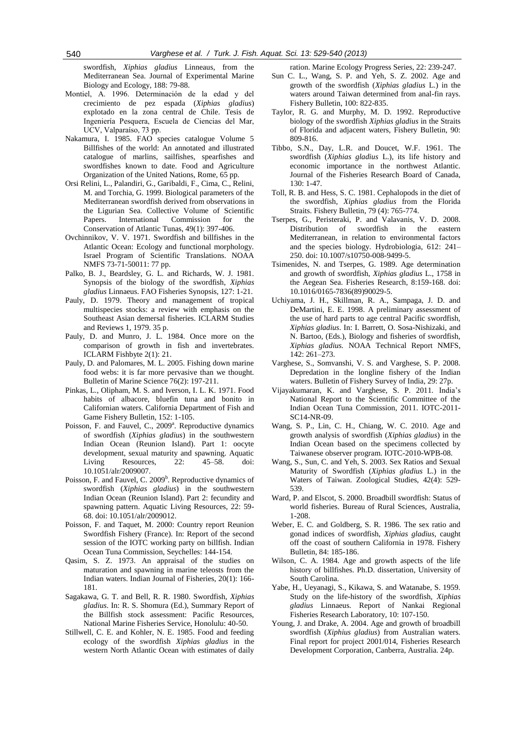swordfish, *Xiphias gladius* Linneaus, from the Mediterranean Sea. Journal of Experimental Marine Biology and Ecology, 188: 79-88.

Montiel, A. 1996. Determinación de la edad y del crecimiento de pez espada (*Xiphias gladius*) explotado en la zona central de Chile. Tesis de Ingeniería Pesquera, Escuela de Ciencias del Mar, UCV, Valparaíso, 73 pp.

Nakamura, I. 1985. FAO species catalogue Volume 5 Billfishes of the world: An annotated and illustrated catalogue of marlins, sailfishes, spearfishes and swordfishes known to date. Food and Agriculture Organization of the United Nations, Rome, 65 pp.

Orsi Relini, L., Palandiri, G., Garibaldi, F., Cima, C., Relini, M. and Torchia, G. 1999. Biological parameters of the Mediterranean swordfish derived from observations in the Ligurian Sea. Collective Volume of Scientific Papers. International Commission for the Conservation of Atlantic Tunas, 49(1): 397-406.

Ovchinnikov, V. V. 1971. Swordfish and billfishes in the Atlantic Ocean: Ecology and functional morphology. Israel Program of Scientific Translations. NOAA NMFS 73-71-50011: 77 pp.

Palko, B. J., Beardsley, G. L. and Richards, W. J. 1981. Synopsis of the biology of the swordfish, *Xiphias gladius* Linnaeus. FAO Fisheries Synopsis, 127: 1-21.

Pauly, D. 1979. Theory and management of tropical multispecies stocks: a review with emphasis on the Southeast Asian demersal fisheries. ICLARM Studies and Reviews 1, 1979. 35 p.

Pauly, D. and Munro, J. L. 1984. Once more on the comparison of growth in fish and invertebrates. ICLARM Fishbyte 2(1): 21.

Pauly, D. and Palomares, M. L. 2005. Fishing down marine food webs: it is far more pervasive than we thought. Bulletin of Marine Science 76(2): 197-211.

Pinkas, L., Olipham, M. S. and Iverson, I. L. K. 1971. Food habits of albacore, bluefin tuna and bonito in Californian waters. California Department of Fish and Game Fishery Bulletin, 152: 1-105.

Poisson, F. and Fauvel, C., 2009[a]. Reproductive dynamics of swordfish (*Xiphias gladius*) in the southwestern Indian Ocean (Reunion Island). Part 1: oocyte development, sexual maturity and spawning. Aquatic Living Resources, 22: 45–58. doi: 10.1051/alr/2009007.

Poisson, F. and Fauvel, C. 2009[b]. Reproductive dynamics of swordfish (*Xiphias gladius*) in the southwestern Indian Ocean (Reunion Island). Part 2: fecundity and spawning pattern. Aquatic Living Resources, 22: 59-68. doi: 10.1051/alr/2009012.

Poisson, F. and Taquet, M. 2000: Country report Reunion Swordfish Fishery (France). In: Report of the second session of the IOTC working party on billfish. Indian Ocean Tuna Commission, Seychelles: 144-154.

Qasim, S. Z. 1973. An appraisal of the studies on maturation and spawning in marine teleosts from the Indian waters. Indian Journal of Fisheries, 20(1): 166-181.

Sagakawa, G. T. and Bell, R. R. 1980. Swordfish, *Xiphias gladius*. In: R. S. Shomura (Ed.), Summary Report of the Billfish stock assessment: Pacific Resources, National Marine Fisheries Service, Honolulu: 40-50.

Stillwell, C. E. and Kohler, N. E. 1985. Food and feeding ecology of the swordfish *Xiphias gladius* in the western North Atlantic Ocean with estimates of daily ration. Marine Ecology Progress Series, 22: 239-247.

Sun C. L., Wang, S. P. and Yeh, S. Z. 2002. Age and growth of the swordfish (*Xiphias gladius* L.) in the waters around Taiwan determined from anal-fin rays. Fishery Bulletin, 100: 822-835.

Taylor, R. G. and Murphy, M. D. 1992. Reproductive biology of the swordfish *Xiphias gladius* in the Straits of Florida and adjacent waters, Fishery Bulletin, 90: 809-816.

Tibbo, S.N., Day, L.R. and Doucet, W.F. 1961. The swordfish (*Xiphias gladius* L.), its life history and economic importance in the northwest Atlantic. Journal of the Fisheries Research Board of Canada, 130: 1-47.

Toll, R. B. and Hess, S. C. 1981. Cephalopods in the diet of the swordfish, *Xiphias gladius* from the Florida Straits. Fishery Bulletin, 79 (4): 765-774.

Tserpes, G., Peristeraki, P. and Valavanis, V. D. 2008. Distribution of swordfish in the eastern Mediterranean, in relation to environmental factors and the species biology. Hydrobiologia, 612: 241–250. doi: 10.1007/s10750-008-9499-5.

Tsimenides, N. and Tserpes, G. 1989. Age determination and growth of swordfish, *Xiphias gladius* L., 1758 in the Aegean Sea. Fisheries Research, 8:159-168. doi: 10.1016/0165-7836(89)90029-5.

Uchiyama, J. H., Skillman, R. A., Sampaga, J. D. and DeMartini, E. E. 1998. A preliminary assessment of the use of hard parts to age central Pacific swordfish, *Xiphias gladius*. In: I. Barrett, O. Sosa-Nishizaki, and N. Bartoo, (Eds.), Biology and fisheries of swordfish, *Xiphias gladius.* NOAA Technical Report NMFS, 142: 261–273.

Varghese, S., Somvanshi, V. S. and Varghese, S. P. 2008. Depredation in the longline fishery of the Indian waters. Bulletin of Fishery Survey of India, 29: 27p.

Vijayakumaran, K. and Varghese, S. P. 2011. India's National Report to the Scientific Committee of the Indian Ocean Tuna Commission, 2011. IOTC-2011-SC14-NR-09.

Wang, S. P., Lin, C. H., Chiang, W. C. 2010. Age and growth analysis of swordfish (*Xiphias gladius*) in the Indian Ocean based on the specimens collected by Taiwanese observer program. IOTC-2010-WPB-08.

Wang, S., Sun, C. and Yeh, S. 2003. Sex Ratios and Sexual Maturity of Swordfish (*Xiphias gladius* L.) in the Waters of Taiwan. Zoological Studies, 42(4): 529-539.

Ward, P. and Elscot, S. 2000. Broadbill swordfish: Status of world fisheries. Bureau of Rural Sciences, Australia, 1-208.

Weber, E. C. and Goldberg, S. R. 1986. The sex ratio and gonad indices of swordfish, *Xiphias gladius*, caught off the coast of southern California in 1978. Fishery Bulletin, 84: 185-186.

Wilson, C. A. 1984. Age and growth aspects of the life history of billfishes. Ph.D. dissertation, University of South Carolina.

Yabe, H., Ueyanagi, S., Kikawa, S. and Watanabe, S. 1959. Study on the life-history of the swordfish, *Xiphias gladius* Linnaeus. Report of Nankai Regional Fisheries Research Laboratory, 10: 107-150.

Young, J. and Drake, A. 2004. Age and growth of broadbill swordfish (*Xiphius gladius*) from Australian waters. Final report for project 2001/014, Fisheries Research Development Corporation, Canberra, Australia. 24p.